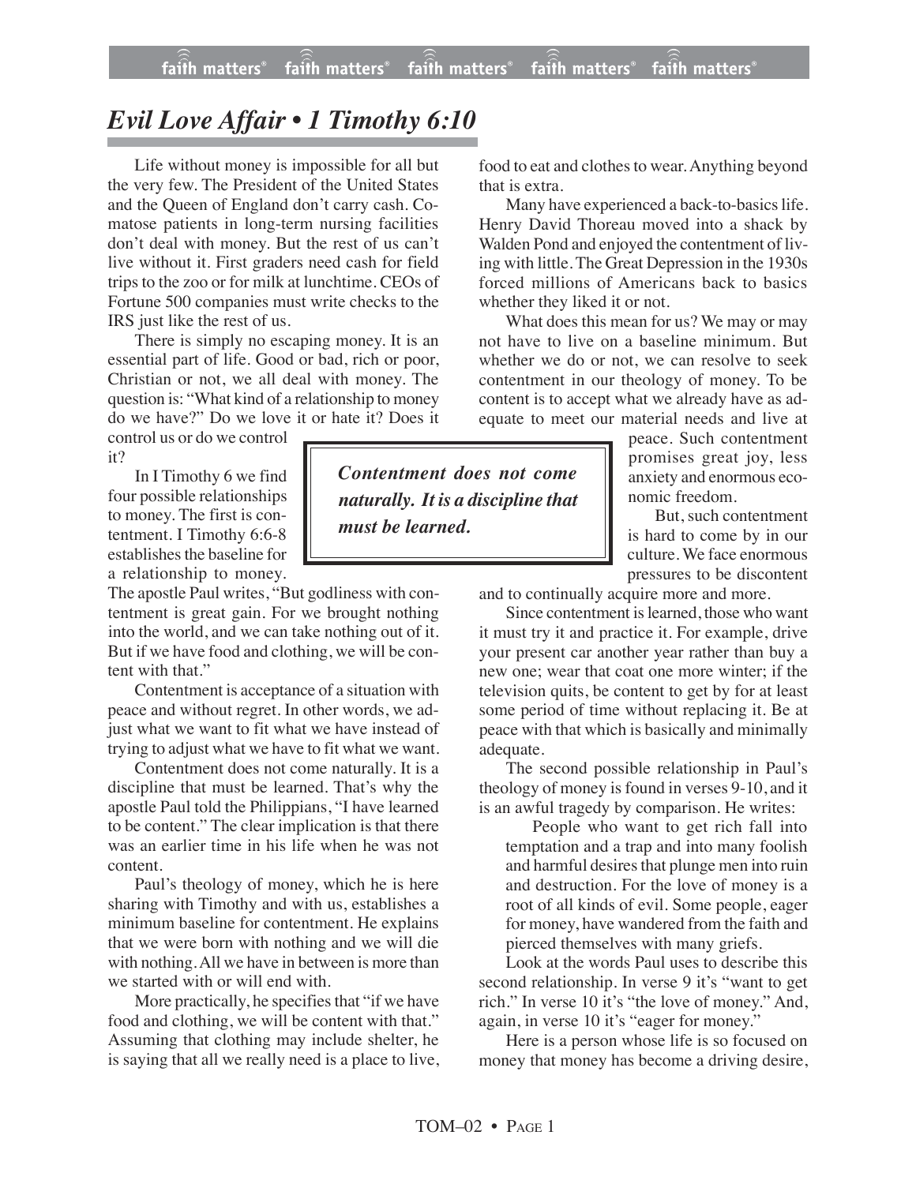# *Evil Love Affair • 1 Timothy 6:10*

Life without money is impossible for all but the very few. The President of the United States and the Queen of England don't carry cash. Comatose patients in long-term nursing facilities don't deal with money. But the rest of us can't live without it. First graders need cash for field trips to the zoo or for milk at lunchtime. CEOs of Fortune 500 companies must write checks to the IRS just like the rest of us.

There is simply no escaping money. It is an essential part of life. Good or bad, rich or poor, Christian or not, we all deal with money. The question is: "What kind of a relationship to money do we have?" Do we love it or hate it? Does it control us or do we control it?

In I Timothy 6 we find four possible relationships to money. The first is contentment. I Timothy 6:6-8 establishes the baseline for a relationship to money. The apostle Paul writes, "But godliness with contentment is great gain. For we brought nothing into the world, and we can take nothing out of it. But if we have food and clothing, we will be content with that."

Contentment is acceptance of a situation with peace and without regret. In other words, we adjust what we want to fit what we have instead of trying to adjust what we have to fit what we want.

Contentment does not come naturally. It is a discipline that must be learned. That's why the apostle Paul told the Philippians, "I have learned to be content." The clear implication is that there was an earlier time in his life when he was not content.

Paul's theology of money, which he is here sharing with Timothy and with us, establishes a minimum baseline for contentment. He explains that we were born with nothing and we will die with nothing. All we have in between is more than we started with or will end with.

More practically, he specifies that "if we have food and clothing, we will be content with that." Assuming that clothing may include shelter, he is saying that all we really need is a place to live, food to eat and clothes to wear. Anything beyond that is extra.

Many have experienced a back-to-basics life. Henry David Thoreau moved into a shack by Walden Pond and enjoyed the contentment of living with little. The Great Depression in the 1930s forced millions of Americans back to basics whether they liked it or not.

What does this mean for us? We may or may not have to live on a baseline minimum. But whether we do or not, we can resolve to seek contentment in our theology of money. To be content is to accept what we already have as adequate to meet our material needs and live at peace. Such contentment promises great joy, less anxiety and enormous economic freedom.

> ***Contentment does not come naturally. It is a discipline that must be learned.***

But, such contentment is hard to come by in our culture. We face enormous pressures to be discontent and to continually acquire more and more.

Since contentment is learned, those who want it must try it and practice it. For example, drive your present car another year rather than buy a new one; wear that coat one more winter; if the television quits, be content to get by for at least some period of time without replacing it. Be at peace with that which is basically and minimally adequate.

The second possible relationship in Paul's theology of money is found in verses 9-10, and it is an awful tragedy by comparison. He writes:

> People who want to get rich fall into temptation and a trap and into many foolish and harmful desires that plunge men into ruin and destruction. For the love of money is a root of all kinds of evil. Some people, eager for money, have wandered from the faith and pierced themselves with many griefs.

Look at the words Paul uses to describe this second relationship. In verse 9 it's "want to get rich." In verse 10 it's "the love of money." And, again, in verse 10 it's "eager for money."

Here is a person whose life is so focused on money that money has become a driving desire,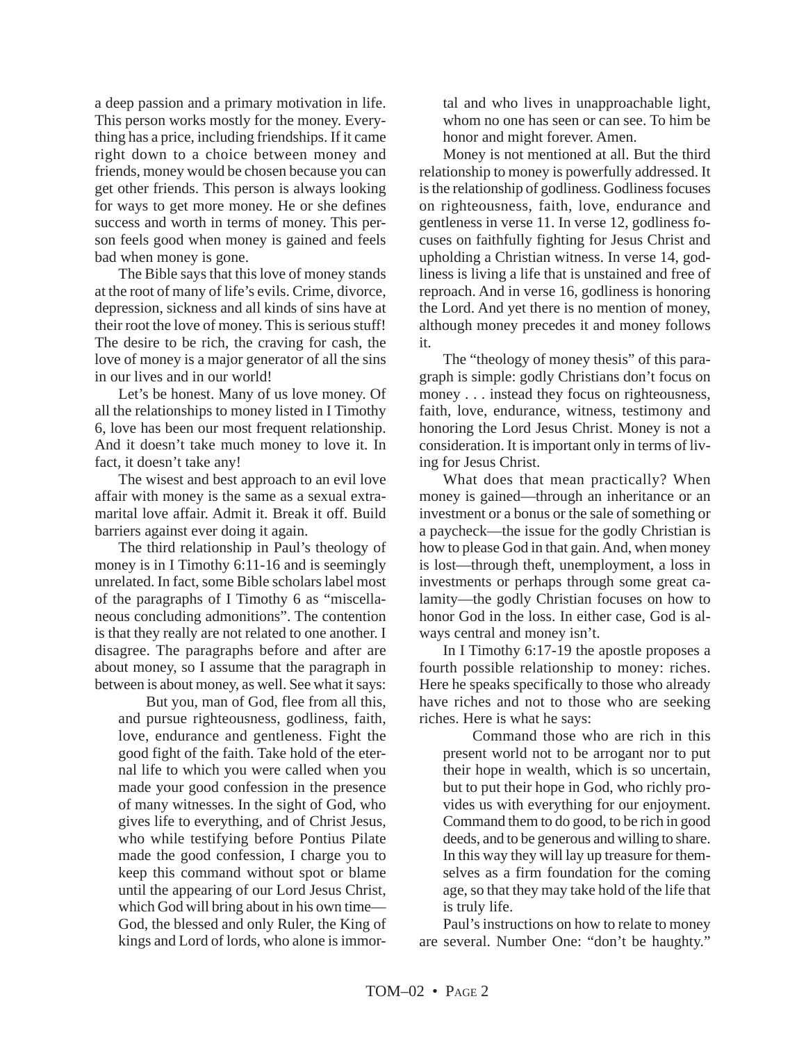a deep passion and a primary motivation in life. This person works mostly for the money. Everything has a price, including friendships. If it came right down to a choice between money and friends, money would be chosen because you can get other friends. This person is always looking for ways to get more money. He or she defines success and worth in terms of money. This person feels good when money is gained and feels bad when money is gone.

The Bible says that this love of money stands at the root of many of life's evils. Crime, divorce, depression, sickness and all kinds of sins have at their root the love of money. This is serious stuff! The desire to be rich, the craving for cash, the love of money is a major generator of all the sins in our lives and in our world!

Let's be honest. Many of us love money. Of all the relationships to money listed in I Timothy 6, love has been our most frequent relationship. And it doesn't take much money to love it. In fact, it doesn't take any!

The wisest and best approach to an evil love affair with money is the same as a sexual extramarital love affair. Admit it. Break it off. Build barriers against ever doing it again.

The third relationship in Paul's theology of money is in I Timothy 6:11-16 and is seemingly unrelated. In fact, some Bible scholars label most of the paragraphs of I Timothy 6 as "miscellaneous concluding admonitions". The contention is that they really are not related to one another. I disagree. The paragraphs before and after are about money, so I assume that the paragraph in between is about money, as well. See what it says:

> But you, man of God, flee from all this, and pursue righteousness, godliness, faith, love, endurance and gentleness. Fight the good fight of the faith. Take hold of the eternal life to which you were called when you made your good confession in the presence of many witnesses. In the sight of God, who gives life to everything, and of Christ Jesus, who while testifying before Pontius Pilate made the good confession, I charge you to keep this command without spot or blame until the appearing of our Lord Jesus Christ, which God will bring about in his own time—God, the blessed and only Ruler, the King of kings and Lord of lords, who alone is immortal and who lives in unapproachable light, whom no one has seen or can see. To him be honor and might forever. Amen.

Money is not mentioned at all. But the third relationship to money is powerfully addressed. It is the relationship of godliness. Godliness focuses on righteousness, faith, love, endurance and gentleness in verse 11. In verse 12, godliness focuses on faithfully fighting for Jesus Christ and upholding a Christian witness. In verse 14, godliness is living a life that is unstained and free of reproach. And in verse 16, godliness is honoring the Lord. And yet there is no mention of money, although money precedes it and money follows it.

The "theology of money thesis" of this paragraph is simple: godly Christians don't focus on money . . . instead they focus on righteousness, faith, love, endurance, witness, testimony and honoring the Lord Jesus Christ. Money is not a consideration. It is important only in terms of living for Jesus Christ.

What does that mean practically? When money is gained—through an inheritance or an investment or a bonus or the sale of something or a paycheck—the issue for the godly Christian is how to please God in that gain. And, when money is lost—through theft, unemployment, a loss in investments or perhaps through some great calamity—the godly Christian focuses on how to honor God in the loss. In either case, God is always central and money isn't.

In I Timothy 6:17-19 the apostle proposes a fourth possible relationship to money: riches. Here he speaks specifically to those who already have riches and not to those who are seeking riches. Here is what he says:

> Command those who are rich in this present world not to be arrogant nor to put their hope in wealth, which is so uncertain, but to put their hope in God, who richly provides us with everything for our enjoyment. Command them to do good, to be rich in good deeds, and to be generous and willing to share. In this way they will lay up treasure for themselves as a firm foundation for the coming age, so that they may take hold of the life that is truly life.

Paul's instructions on how to relate to money are several. Number One: "don't be haughty."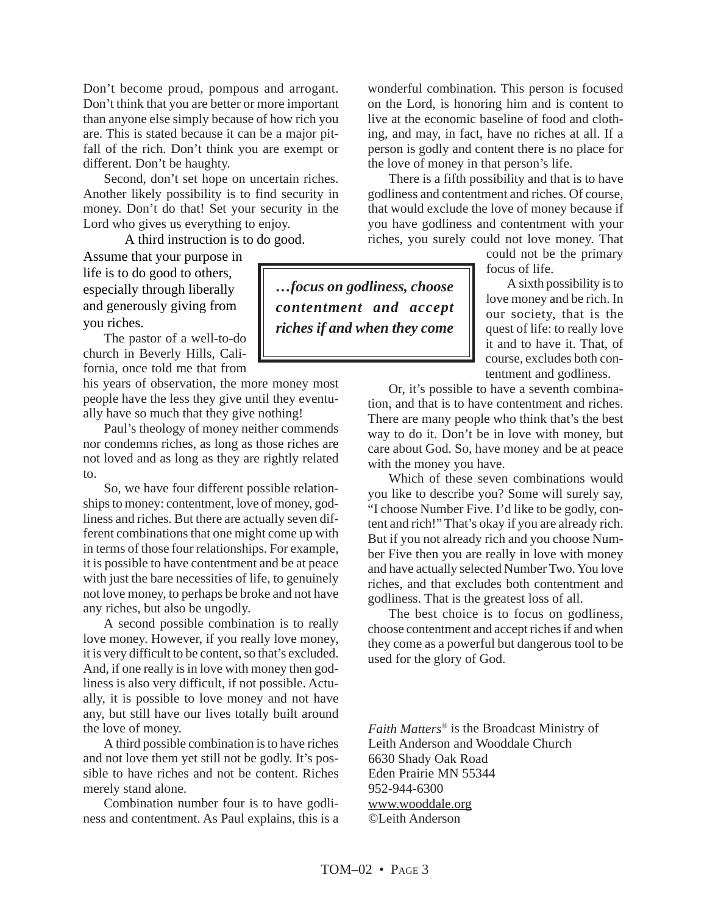Don't become proud, pompous and arrogant. Don't think that you are better or more important than anyone else simply because of how rich you are. This is stated because it can be a major pitfall of the rich. Don't think you are exempt or different. Don't be haughty.

Second, don't set hope on uncertain riches. Another likely possibility is to find security in money. Don't do that! Set your security in the Lord who gives us everything to enjoy.

A third instruction is to do good. Assume that your purpose in life is to do good to others, especially through liberally and generously giving from you riches.

The pastor of a well-to-do church in Beverly Hills, California, once told me that from his years of observation, the more money most people have the less they give until they eventually have so much that they give nothing!

Paul's theology of money neither commends nor condemns riches, as long as those riches are not loved and as long as they are rightly related to.

So, we have four different possible relationships to money: contentment, love of money, godliness and riches. But there are actually seven different combinations that one might come up with in terms of those four relationships. For example, it is possible to have contentment and be at peace with just the bare necessities of life, to genuinely not love money, to perhaps be broke and not have any riches, but also be ungodly.

A second possible combination is to really love money. However, if you really love money, it is very difficult to be content, so that's excluded. And, if one really is in love with money then godliness is also very difficult, if not possible. Actually, it is possible to love money and not have any, but still have our lives totally built around the love of money.

A third possible combination is to have riches and not love them yet still not be godly. It's possible to have riches and not be content. Riches merely stand alone.

Combination number four is to have godliness and contentment. As Paul explains, this is a wonderful combination. This person is focused on the Lord, is honoring him and is content to live at the economic baseline of food and clothing, and may, in fact, have no riches at all. If a person is godly and content there is no place for the love of money in that person's life.

There is a fifth possibility and that is to have godliness and contentment and riches. Of course, that would exclude the love of money because if you have godliness and contentment with your riches, you surely could not love money. That could not be the primary focus of life.

***…focus on godliness, choose contentment and accept riches if and when they come***

A sixth possibility is to love money and be rich. In our society, that is the quest of life: to really love it and to have it. That, of course, excludes both contentment and godliness.

Or, it's possible to have a seventh combination, and that is to have contentment and riches. There are many people who think that's the best way to do it. Don't be in love with money, but care about God. So, have money and be at peace with the money you have.

Which of these seven combinations would you like to describe you? Some will surely say, "I choose Number Five. I'd like to be godly, content and rich!" That's okay if you are already rich. But if you not already rich and you choose Number Five then you are really in love with money and have actually selected Number Two. You love riches, and that excludes both contentment and godliness. That is the greatest loss of all.

The best choice is to focus on godliness, choose contentment and accept riches if and when they come as a powerful but dangerous tool to be used for the glory of God.

*Faith Matters*® is the Broadcast Ministry of
Leith Anderson and Wooddale Church
6630 Shady Oak Road
Eden Prairie MN 55344
952-944-6300
www.wooddale.org
©Leith Anderson